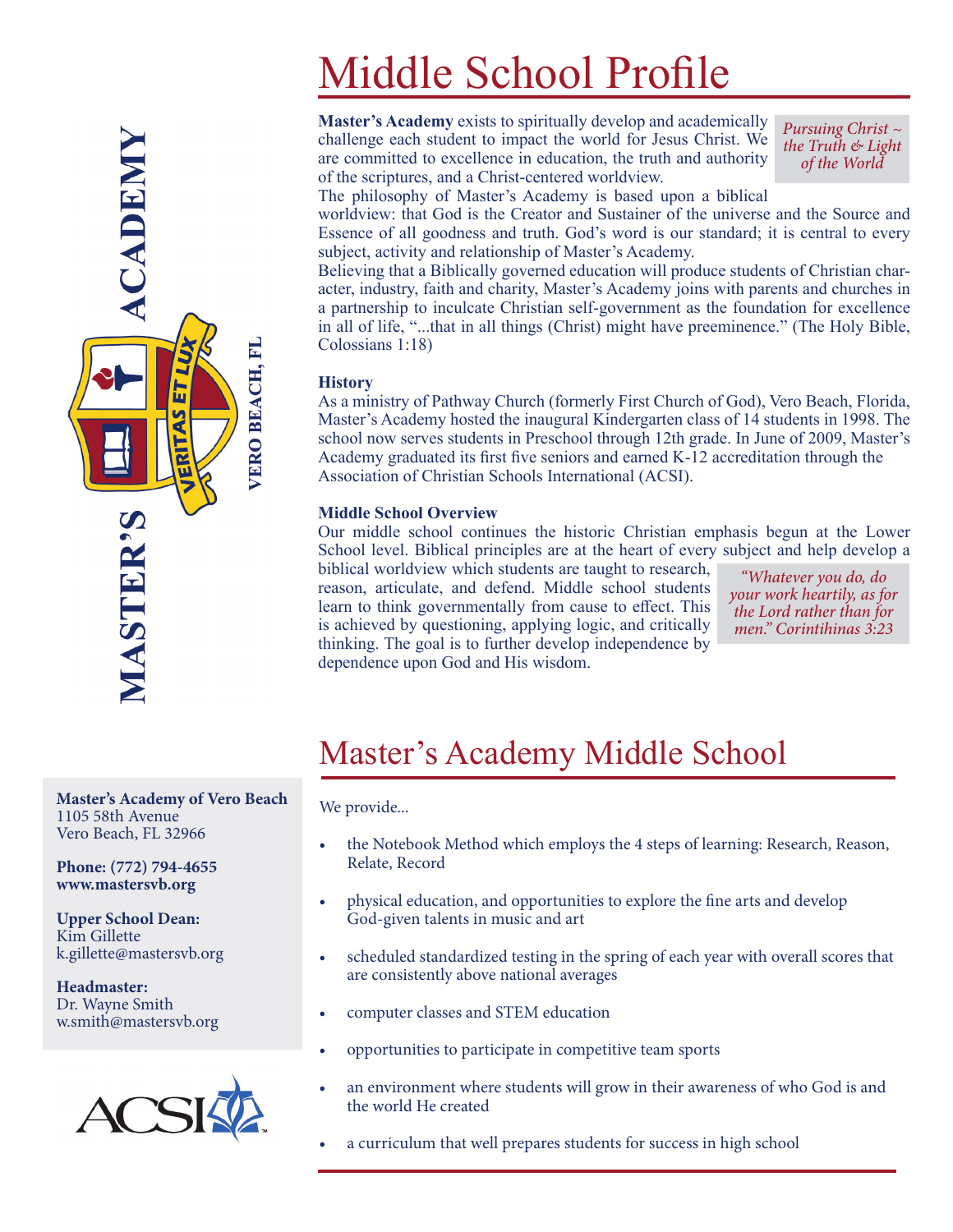MASTER'S ACADEMY

VERITAS ET LUX

VERO BEACH, FL

# Middle School Profile

*Pursuing Christ ~ the Truth & Light of the World*

**Master's Academy** exists to spiritually develop and academically challenge each student to impact the world for Jesus Christ. We are committed to excellence in education, the truth and authority of the scriptures, and a Christ-centered worldview.

The philosophy of Master's Academy is based upon a biblical worldview: that God is the Creator and Sustainer of the universe and the Source and Essence of all goodness and truth. God's word is our standard; it is central to every subject, activity and relationship of Master's Academy.

Believing that a Biblically governed education will produce students of Christian character, industry, faith and charity, Master's Academy joins with parents and churches in a partnership to inculcate Christian self-government as the foundation for excellence in all of life, "...that in all things (Christ) might have preeminence." (The Holy Bible, Colossians 1:18)

**History**

As a ministry of Pathway Church (formerly First Church of God), Vero Beach, Florida, Master's Academy hosted the inaugural Kindergarten class of 14 students in 1998. The school now serves students in Preschool through 12th grade. In June of 2009, Master's Academy graduated its first five seniors and earned K-12 accreditation through the Association of Christian Schools International (ACSI).

**Middle School Overview**

Our middle school continues the historic Christian emphasis begun at the Lower School level. Biblical principles are at the heart of every subject and help develop a biblical worldview which students are taught to research, reason, articulate, and defend. Middle school students learn to think governmentally from cause to effect. This is achieved by questioning, applying logic, and critically thinking. The goal is to further develop independence by dependence upon God and His wisdom.

*"Whatever you do, do your work heartily, as for the Lord rather than for men." Corintihinas 3:23*

# Master's Academy Middle School

We provide...

- the Notebook Method which employs the 4 steps of learning: Research, Reason, Relate, Record
- physical education, and opportunities to explore the fine arts and develop God-given talents in music and art
- scheduled standardized testing in the spring of each year with overall scores that are consistently above national averages
- computer classes and STEM education
- opportunities to participate in competitive team sports
- an environment where students will grow in their awareness of who God is and the world He created
- a curriculum that well prepares students for success in high school

**Master's Academy of Vero Beach**
1105 58th Avenue
Vero Beach, FL 32966

**Phone: (772) 794-4655**
**www.mastersvb.org**

**Upper School Dean:**
Kim Gillette
k.gillette@mastersvb.org

**Headmaster:**
Dr. Wayne Smith
w.smith@mastersvb.org

ACSI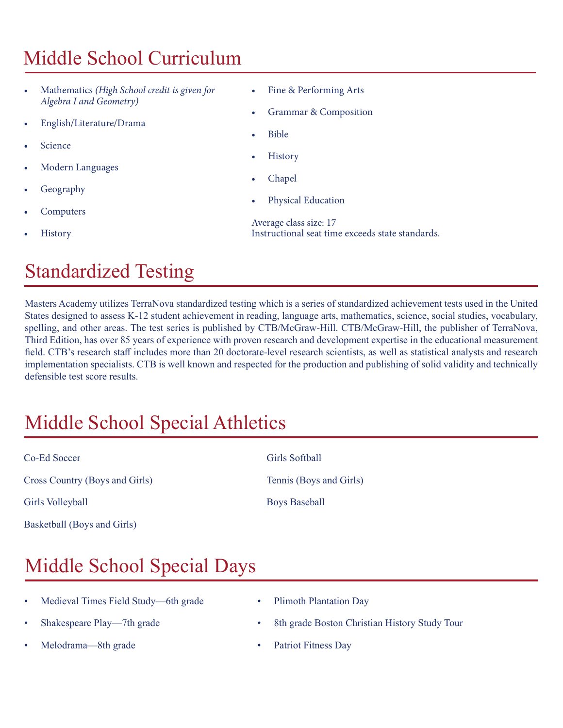# Middle School Curriculum

- Mathematics *(High School credit is given for Algebra I and Geometry)*
- English/Literature/Drama
- Science
- Modern Languages
- Geography
- Computers
- History
- Fine & Performing Arts
- Grammar & Composition
- Bible
- History
- Chapel
- Physical Education

Average class size: 17
Instructional seat time exceeds state standards.

# Standardized Testing

Masters Academy utilizes TerraNova standardized testing which is a series of standardized achievement tests used in the United States designed to assess K-12 student achievement in reading, language arts, mathematics, science, social studies, vocabulary, spelling, and other areas. The test series is published by CTB/McGraw-Hill. CTB/McGraw-Hill, the publisher of TerraNova, Third Edition, has over 85 years of experience with proven research and development expertise in the educational measurement field. CTB's research staff includes more than 20 doctorate-level research scientists, as well as statistical analysts and research implementation specialists. CTB is well known and respected for the production and publishing of solid validity and technically defensible test score results.

# Middle School Special Athletics

Co-Ed Soccer

Cross Country (Boys and Girls)

Girls Volleyball

Basketball (Boys and Girls)

Girls Softball

Tennis (Boys and Girls)

Boys Baseball

# Middle School Special Days

- Medieval Times Field Study—6th grade
- Shakespeare Play—7th grade
- Melodrama—8th grade
- Plimoth Plantation Day
- 8th grade Boston Christian History Study Tour
- Patriot Fitness Day